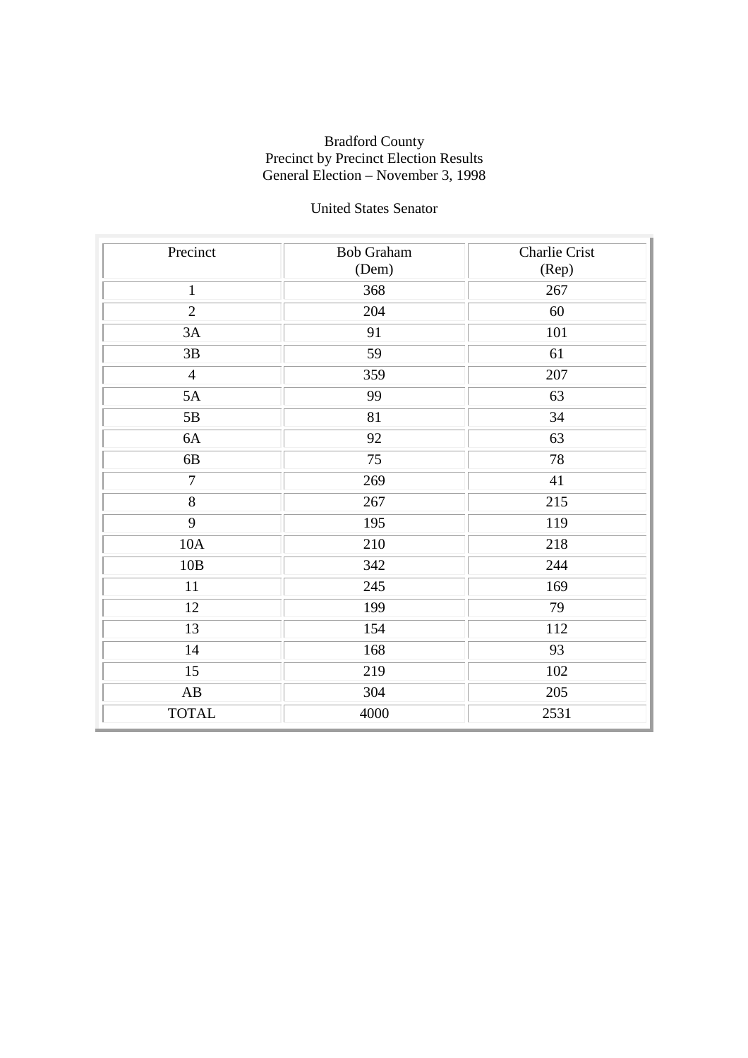Bradford County
Precinct by Precinct Election Results
General Election – November 3, 1998

United States Senator

| Precinct | Bob Graham (Dem) | Charlie Crist (Rep) |
|---|---|---|
| 1 | 368 | 267 |
| 2 | 204 | 60 |
| 3A | 91 | 101 |
| 3B | 59 | 61 |
| 4 | 359 | 207 |
| 5A | 99 | 63 |
| 5B | 81 | 34 |
| 6A | 92 | 63 |
| 6B | 75 | 78 |
| 7 | 269 | 41 |
| 8 | 267 | 215 |
| 9 | 195 | 119 |
| 10A | 210 | 218 |
| 10B | 342 | 244 |
| 11 | 245 | 169 |
| 12 | 199 | 79 |
| 13 | 154 | 112 |
| 14 | 168 | 93 |
| 15 | 219 | 102 |
| AB | 304 | 205 |
| TOTAL | 4000 | 2531 |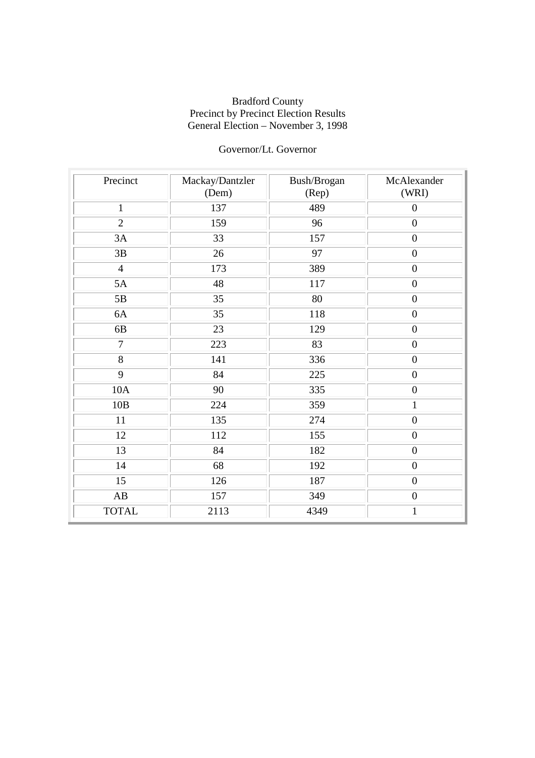Bradford County
Precinct by Precinct Election Results
General Election – November 3, 1998

Governor/Lt. Governor

| Precinct | Mackay/Dantzler (Dem) | Bush/Brogan (Rep) | McAlexander (WRI) |
|---|---|---|---|
| 1 | 137 | 489 | 0 |
| 2 | 159 | 96 | 0 |
| 3A | 33 | 157 | 0 |
| 3B | 26 | 97 | 0 |
| 4 | 173 | 389 | 0 |
| 5A | 48 | 117 | 0 |
| 5B | 35 | 80 | 0 |
| 6A | 35 | 118 | 0 |
| 6B | 23 | 129 | 0 |
| 7 | 223 | 83 | 0 |
| 8 | 141 | 336 | 0 |
| 9 | 84 | 225 | 0 |
| 10A | 90 | 335 | 0 |
| 10B | 224 | 359 | 1 |
| 11 | 135 | 274 | 0 |
| 12 | 112 | 155 | 0 |
| 13 | 84 | 182 | 0 |
| 14 | 68 | 192 | 0 |
| 15 | 126 | 187 | 0 |
| AB | 157 | 349 | 0 |
| TOTAL | 2113 | 4349 | 1 |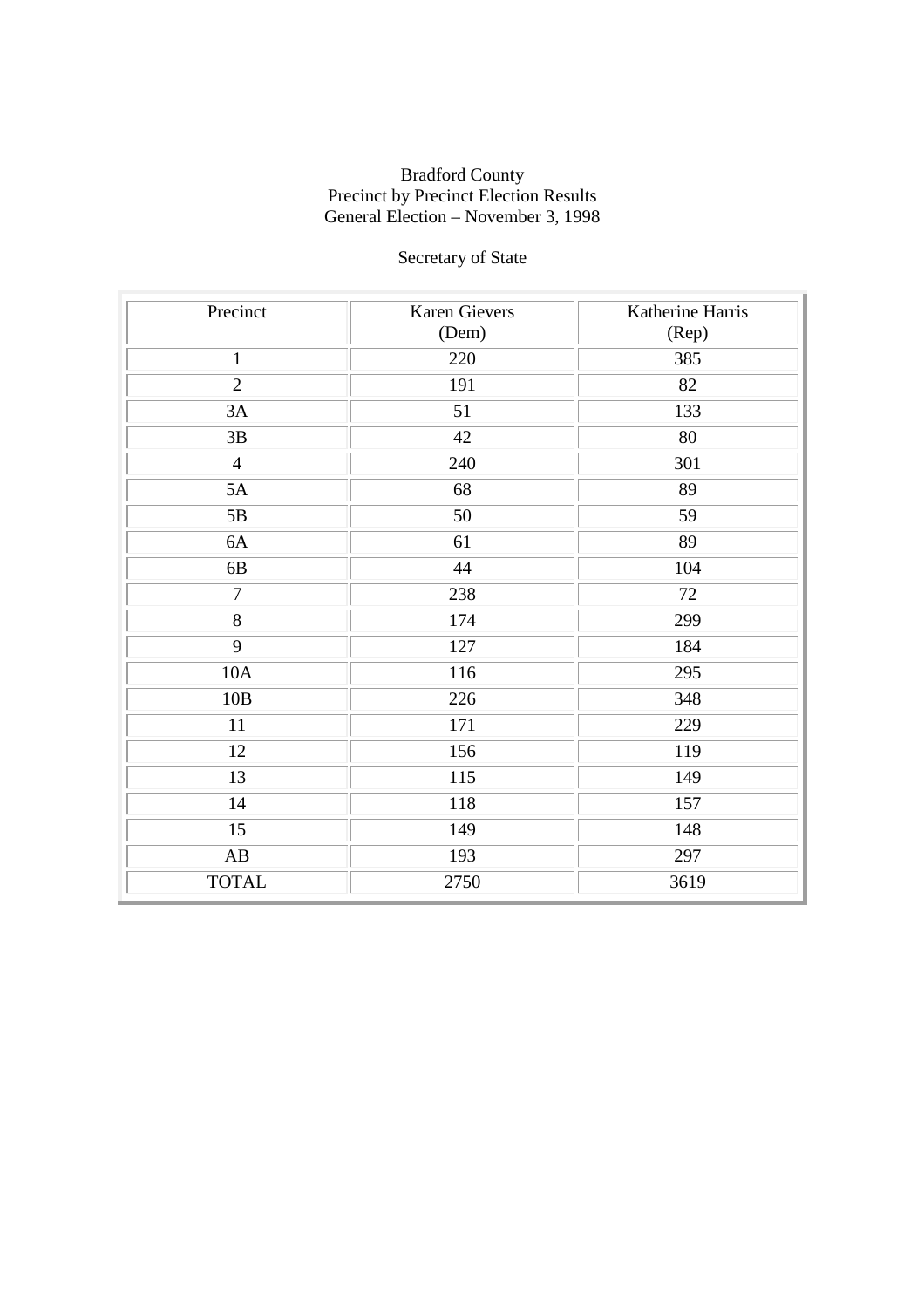Bradford County
Precinct by Precinct Election Results
General Election – November 3, 1998

Secretary of State

| Precinct | Karen Gievers (Dem) | Katherine Harris (Rep) |
|---|---|---|
| 1 | 220 | 385 |
| 2 | 191 | 82 |
| 3A | 51 | 133 |
| 3B | 42 | 80 |
| 4 | 240 | 301 |
| 5A | 68 | 89 |
| 5B | 50 | 59 |
| 6A | 61 | 89 |
| 6B | 44 | 104 |
| 7 | 238 | 72 |
| 8 | 174 | 299 |
| 9 | 127 | 184 |
| 10A | 116 | 295 |
| 10B | 226 | 348 |
| 11 | 171 | 229 |
| 12 | 156 | 119 |
| 13 | 115 | 149 |
| 14 | 118 | 157 |
| 15 | 149 | 148 |
| AB | 193 | 297 |
| TOTAL | 2750 | 3619 |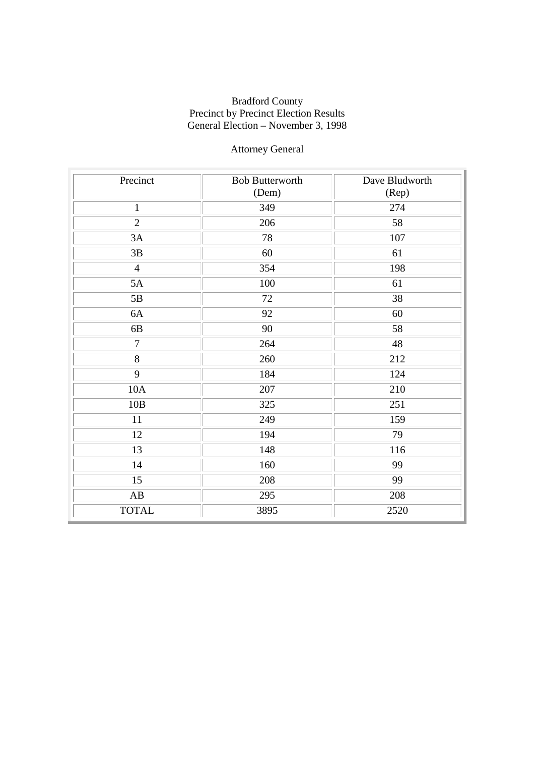Bradford County
Precinct by Precinct Election Results
General Election – November 3, 1998

Attorney General

| Precinct | Bob Butterworth (Dem) | Dave Bludworth (Rep) |
|---|---|---|
| 1 | 349 | 274 |
| 2 | 206 | 58 |
| 3A | 78 | 107 |
| 3B | 60 | 61 |
| 4 | 354 | 198 |
| 5A | 100 | 61 |
| 5B | 72 | 38 |
| 6A | 92 | 60 |
| 6B | 90 | 58 |
| 7 | 264 | 48 |
| 8 | 260 | 212 |
| 9 | 184 | 124 |
| 10A | 207 | 210 |
| 10B | 325 | 251 |
| 11 | 249 | 159 |
| 12 | 194 | 79 |
| 13 | 148 | 116 |
| 14 | 160 | 99 |
| 15 | 208 | 99 |
| AB | 295 | 208 |
| TOTAL | 3895 | 2520 |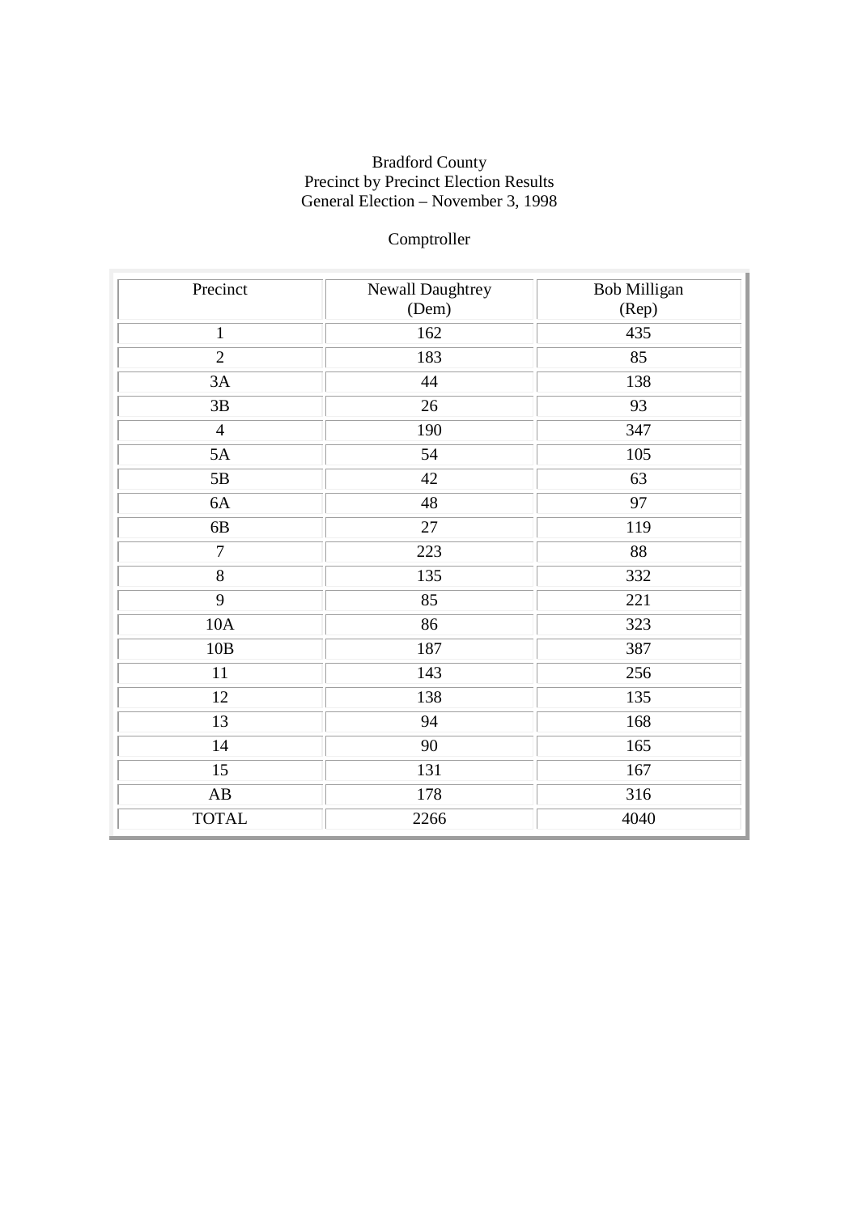Bradford County
Precinct by Precinct Election Results
General Election – November 3, 1998

Comptroller

| Precinct | Newall Daughtrey (Dem) | Bob Milligan (Rep) |
|---|---|---|
| 1 | 162 | 435 |
| 2 | 183 | 85 |
| 3A | 44 | 138 |
| 3B | 26 | 93 |
| 4 | 190 | 347 |
| 5A | 54 | 105 |
| 5B | 42 | 63 |
| 6A | 48 | 97 |
| 6B | 27 | 119 |
| 7 | 223 | 88 |
| 8 | 135 | 332 |
| 9 | 85 | 221 |
| 10A | 86 | 323 |
| 10B | 187 | 387 |
| 11 | 143 | 256 |
| 12 | 138 | 135 |
| 13 | 94 | 168 |
| 14 | 90 | 165 |
| 15 | 131 | 167 |
| AB | 178 | 316 |
| TOTAL | 2266 | 4040 |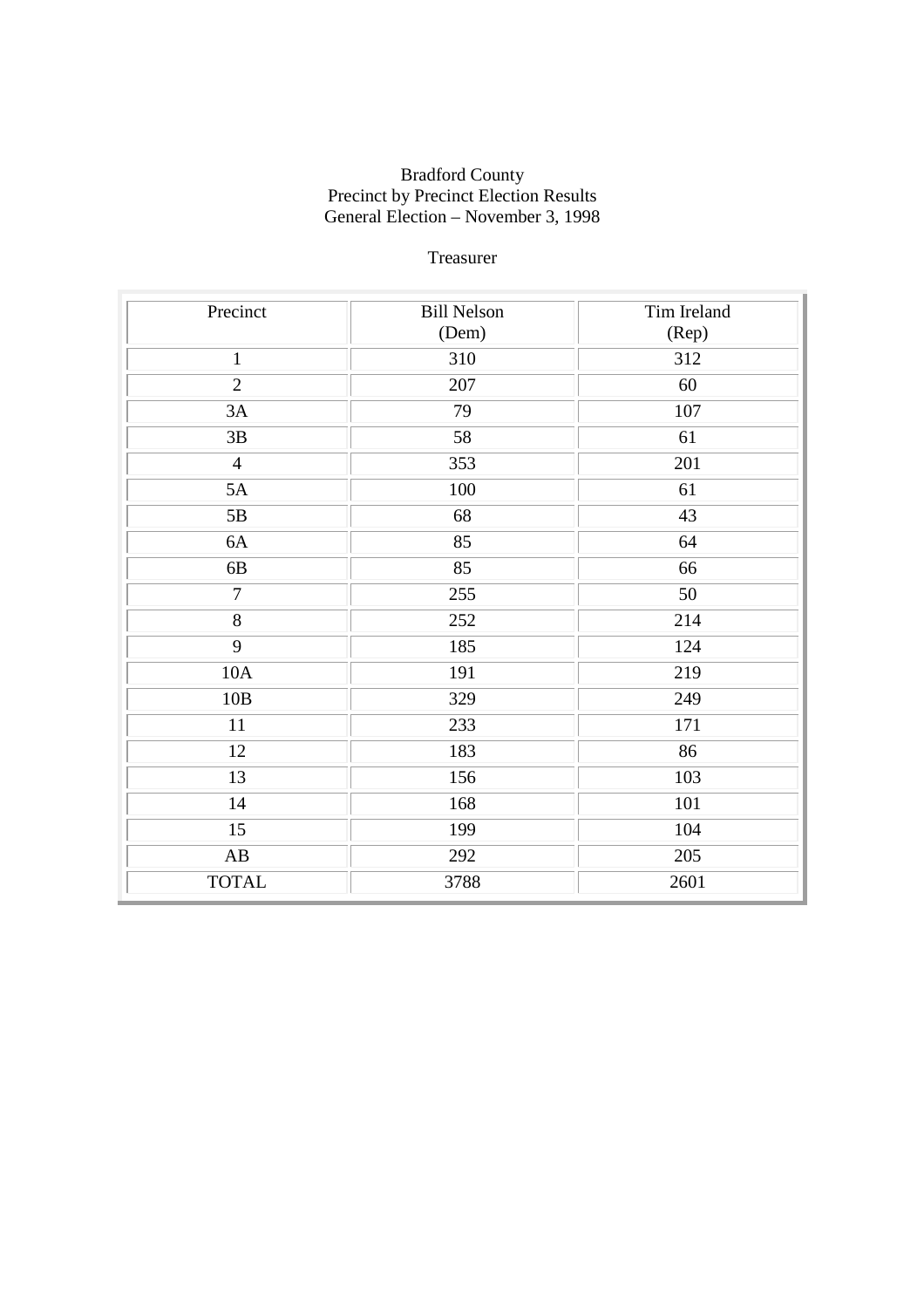Bradford County
Precinct by Precinct Election Results
General Election – November 3, 1998

Treasurer

| Precinct | Bill Nelson (Dem) | Tim Ireland (Rep) |
|---|---|---|
| 1 | 310 | 312 |
| 2 | 207 | 60 |
| 3A | 79 | 107 |
| 3B | 58 | 61 |
| 4 | 353 | 201 |
| 5A | 100 | 61 |
| 5B | 68 | 43 |
| 6A | 85 | 64 |
| 6B | 85 | 66 |
| 7 | 255 | 50 |
| 8 | 252 | 214 |
| 9 | 185 | 124 |
| 10A | 191 | 219 |
| 10B | 329 | 249 |
| 11 | 233 | 171 |
| 12 | 183 | 86 |
| 13 | 156 | 103 |
| 14 | 168 | 101 |
| 15 | 199 | 104 |
| AB | 292 | 205 |
| TOTAL | 3788 | 2601 |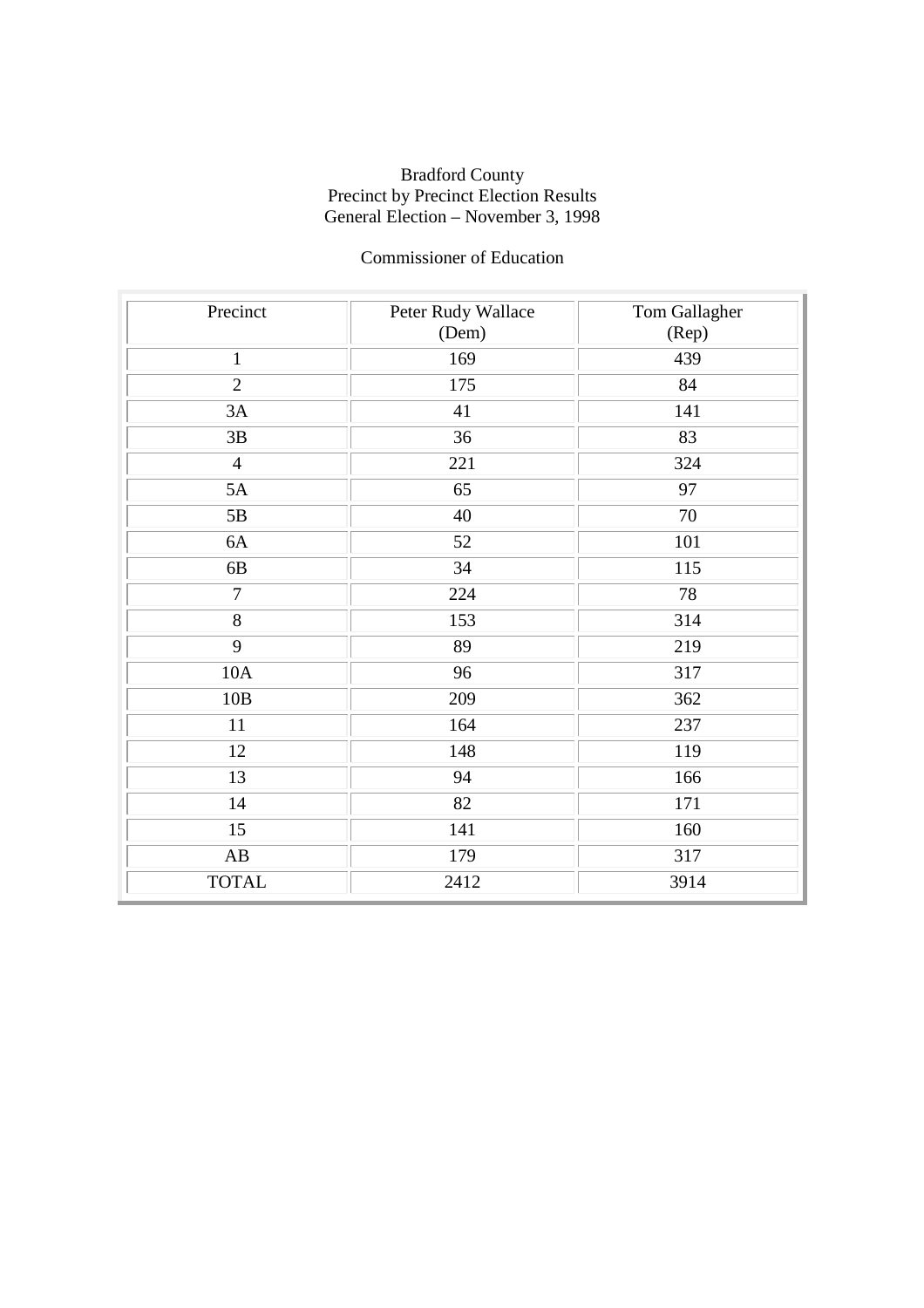Bradford County
Precinct by Precinct Election Results
General Election – November 3, 1998

Commissioner of Education

| Precinct | Peter Rudy Wallace (Dem) | Tom Gallagher (Rep) |
|---|---|---|
| 1 | 169 | 439 |
| 2 | 175 | 84 |
| 3A | 41 | 141 |
| 3B | 36 | 83 |
| 4 | 221 | 324 |
| 5A | 65 | 97 |
| 5B | 40 | 70 |
| 6A | 52 | 101 |
| 6B | 34 | 115 |
| 7 | 224 | 78 |
| 8 | 153 | 314 |
| 9 | 89 | 219 |
| 10A | 96 | 317 |
| 10B | 209 | 362 |
| 11 | 164 | 237 |
| 12 | 148 | 119 |
| 13 | 94 | 166 |
| 14 | 82 | 171 |
| 15 | 141 | 160 |
| AB | 179 | 317 |
| TOTAL | 2412 | 3914 |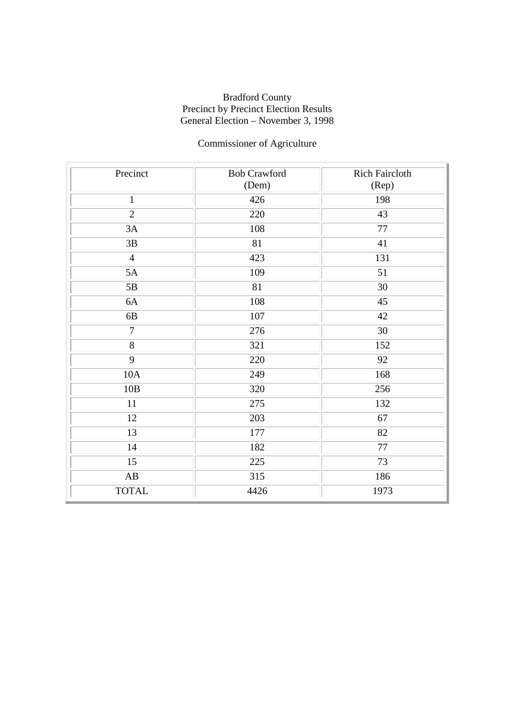Bradford County
Precinct by Precinct Election Results
General Election – November 3, 1998

Commissioner of Agriculture

| Precinct | Bob Crawford (Dem) | Rich Faircloth (Rep) |
|---|---|---|
| 1 | 426 | 198 |
| 2 | 220 | 43 |
| 3A | 108 | 77 |
| 3B | 81 | 41 |
| 4 | 423 | 131 |
| 5A | 109 | 51 |
| 5B | 81 | 30 |
| 6A | 108 | 45 |
| 6B | 107 | 42 |
| 7 | 276 | 30 |
| 8 | 321 | 152 |
| 9 | 220 | 92 |
| 10A | 249 | 168 |
| 10B | 320 | 256 |
| 11 | 275 | 132 |
| 12 | 203 | 67 |
| 13 | 177 | 82 |
| 14 | 182 | 77 |
| 15 | 225 | 73 |
| AB | 315 | 186 |
| TOTAL | 4426 | 1973 |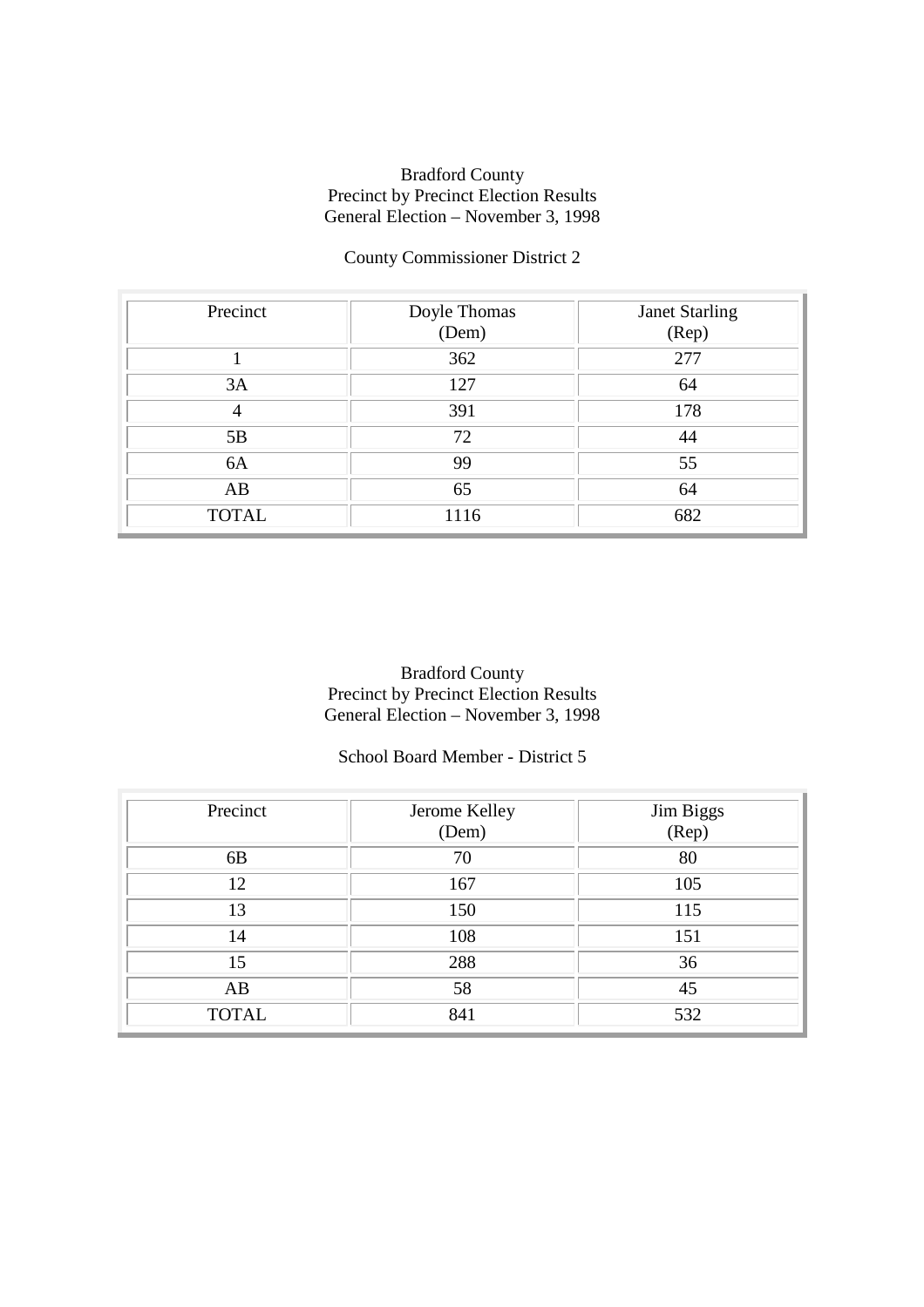Bradford County
Precinct by Precinct Election Results
General Election – November 3, 1998

County Commissioner District 2

| Precinct | Doyle Thomas (Dem) | Janet Starling (Rep) |
|---|---|---|
| 1 | 362 | 277 |
| 3A | 127 | 64 |
| 4 | 391 | 178 |
| 5B | 72 | 44 |
| 6A | 99 | 55 |
| AB | 65 | 64 |
| TOTAL | 1116 | 682 |

Bradford County
Precinct by Precinct Election Results
General Election – November 3, 1998

School Board Member - District 5

| Precinct | Jerome Kelley (Dem) | Jim Biggs (Rep) |
|---|---|---|
| 6B | 70 | 80 |
| 12 | 167 | 105 |
| 13 | 150 | 115 |
| 14 | 108 | 151 |
| 15 | 288 | 36 |
| AB | 58 | 45 |
| TOTAL | 841 | 532 |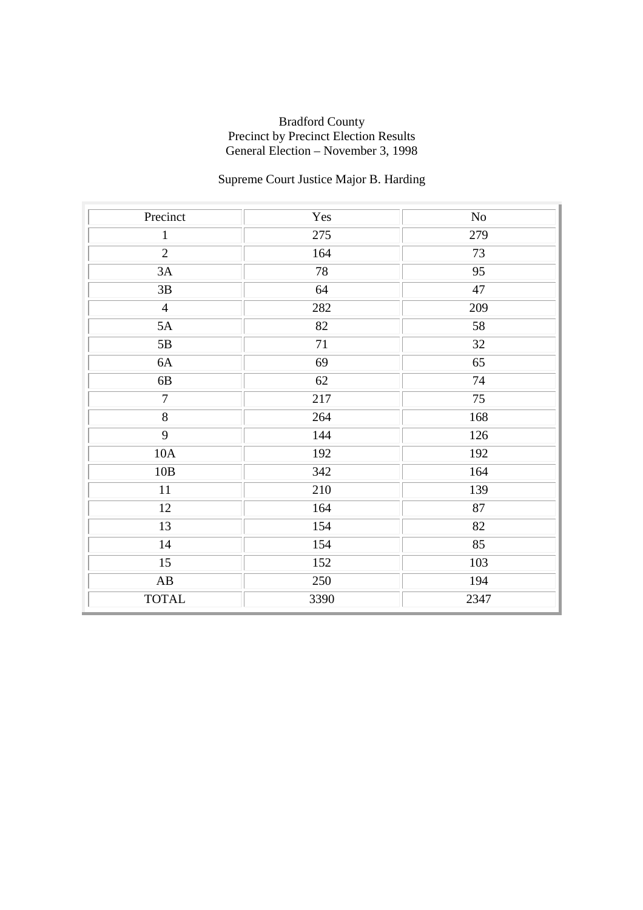Bradford County
Precinct by Precinct Election Results
General Election – November 3, 1998

Supreme Court Justice Major B. Harding

| Precinct | Yes | No |
|---|---|---|
| 1 | 275 | 279 |
| 2 | 164 | 73 |
| 3A | 78 | 95 |
| 3B | 64 | 47 |
| 4 | 282 | 209 |
| 5A | 82 | 58 |
| 5B | 71 | 32 |
| 6A | 69 | 65 |
| 6B | 62 | 74 |
| 7 | 217 | 75 |
| 8 | 264 | 168 |
| 9 | 144 | 126 |
| 10A | 192 | 192 |
| 10B | 342 | 164 |
| 11 | 210 | 139 |
| 12 | 164 | 87 |
| 13 | 154 | 82 |
| 14 | 154 | 85 |
| 15 | 152 | 103 |
| AB | 250 | 194 |
| TOTAL | 3390 | 2347 |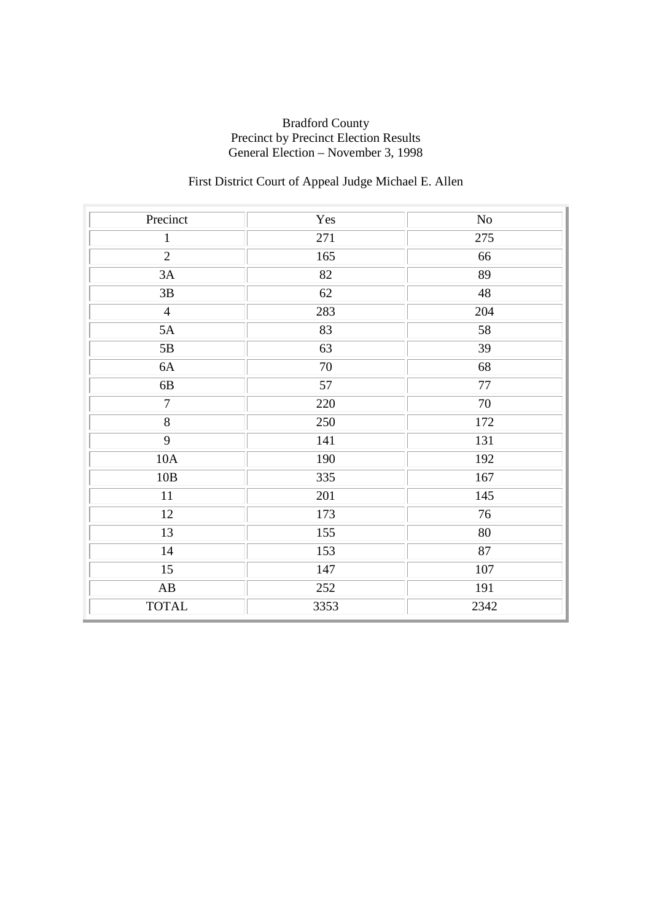Bradford County
Precinct by Precinct Election Results
General Election – November 3, 1998

First District Court of Appeal Judge Michael E. Allen

| Precinct | Yes | No |
|---|---|---|
| 1 | 271 | 275 |
| 2 | 165 | 66 |
| 3A | 82 | 89 |
| 3B | 62 | 48 |
| 4 | 283 | 204 |
| 5A | 83 | 58 |
| 5B | 63 | 39 |
| 6A | 70 | 68 |
| 6B | 57 | 77 |
| 7 | 220 | 70 |
| 8 | 250 | 172 |
| 9 | 141 | 131 |
| 10A | 190 | 192 |
| 10B | 335 | 167 |
| 11 | 201 | 145 |
| 12 | 173 | 76 |
| 13 | 155 | 80 |
| 14 | 153 | 87 |
| 15 | 147 | 107 |
| AB | 252 | 191 |
| TOTAL | 3353 | 2342 |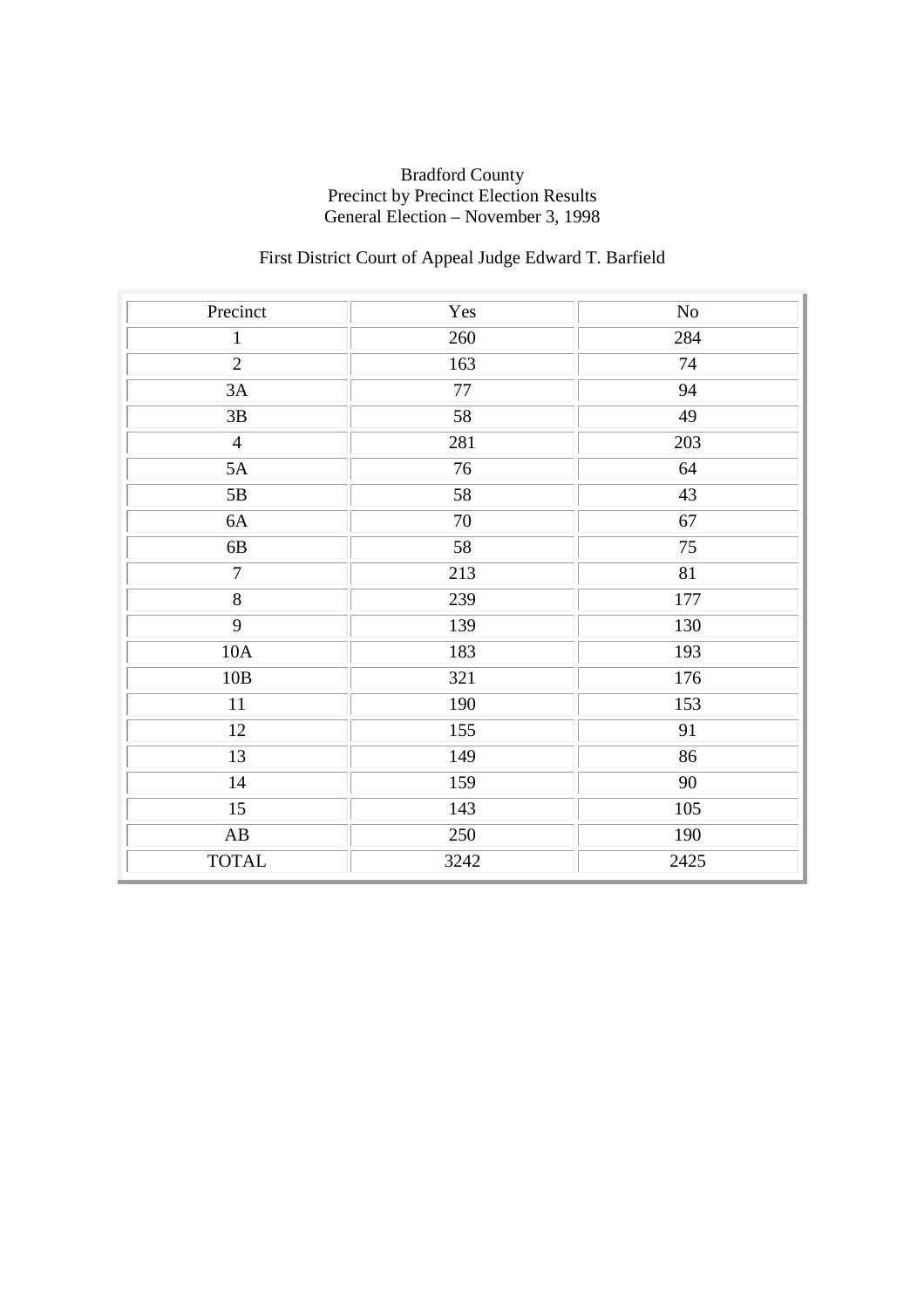Bradford County
Precinct by Precinct Election Results
General Election – November 3, 1998

First District Court of Appeal Judge Edward T. Barfield

| Precinct | Yes | No |
|---|---|---|
| 1 | 260 | 284 |
| 2 | 163 | 74 |
| 3A | 77 | 94 |
| 3B | 58 | 49 |
| 4 | 281 | 203 |
| 5A | 76 | 64 |
| 5B | 58 | 43 |
| 6A | 70 | 67 |
| 6B | 58 | 75 |
| 7 | 213 | 81 |
| 8 | 239 | 177 |
| 9 | 139 | 130 |
| 10A | 183 | 193 |
| 10B | 321 | 176 |
| 11 | 190 | 153 |
| 12 | 155 | 91 |
| 13 | 149 | 86 |
| 14 | 159 | 90 |
| 15 | 143 | 105 |
| AB | 250 | 190 |
| TOTAL | 3242 | 2425 |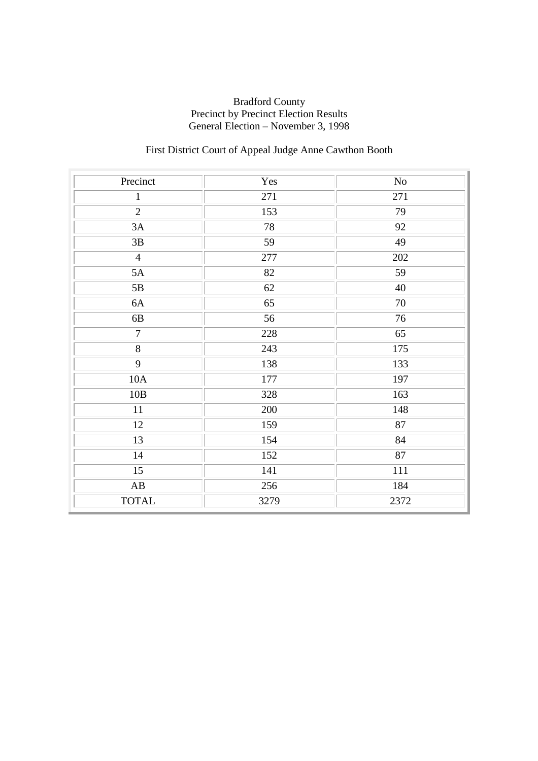Bradford County
Precinct by Precinct Election Results
General Election – November 3, 1998

First District Court of Appeal Judge Anne Cawthon Booth

| Precinct | Yes | No |
|---|---|---|
| 1 | 271 | 271 |
| 2 | 153 | 79 |
| 3A | 78 | 92 |
| 3B | 59 | 49 |
| 4 | 277 | 202 |
| 5A | 82 | 59 |
| 5B | 62 | 40 |
| 6A | 65 | 70 |
| 6B | 56 | 76 |
| 7 | 228 | 65 |
| 8 | 243 | 175 |
| 9 | 138 | 133 |
| 10A | 177 | 197 |
| 10B | 328 | 163 |
| 11 | 200 | 148 |
| 12 | 159 | 87 |
| 13 | 154 | 84 |
| 14 | 152 | 87 |
| 15 | 141 | 111 |
| AB | 256 | 184 |
| TOTAL | 3279 | 2372 |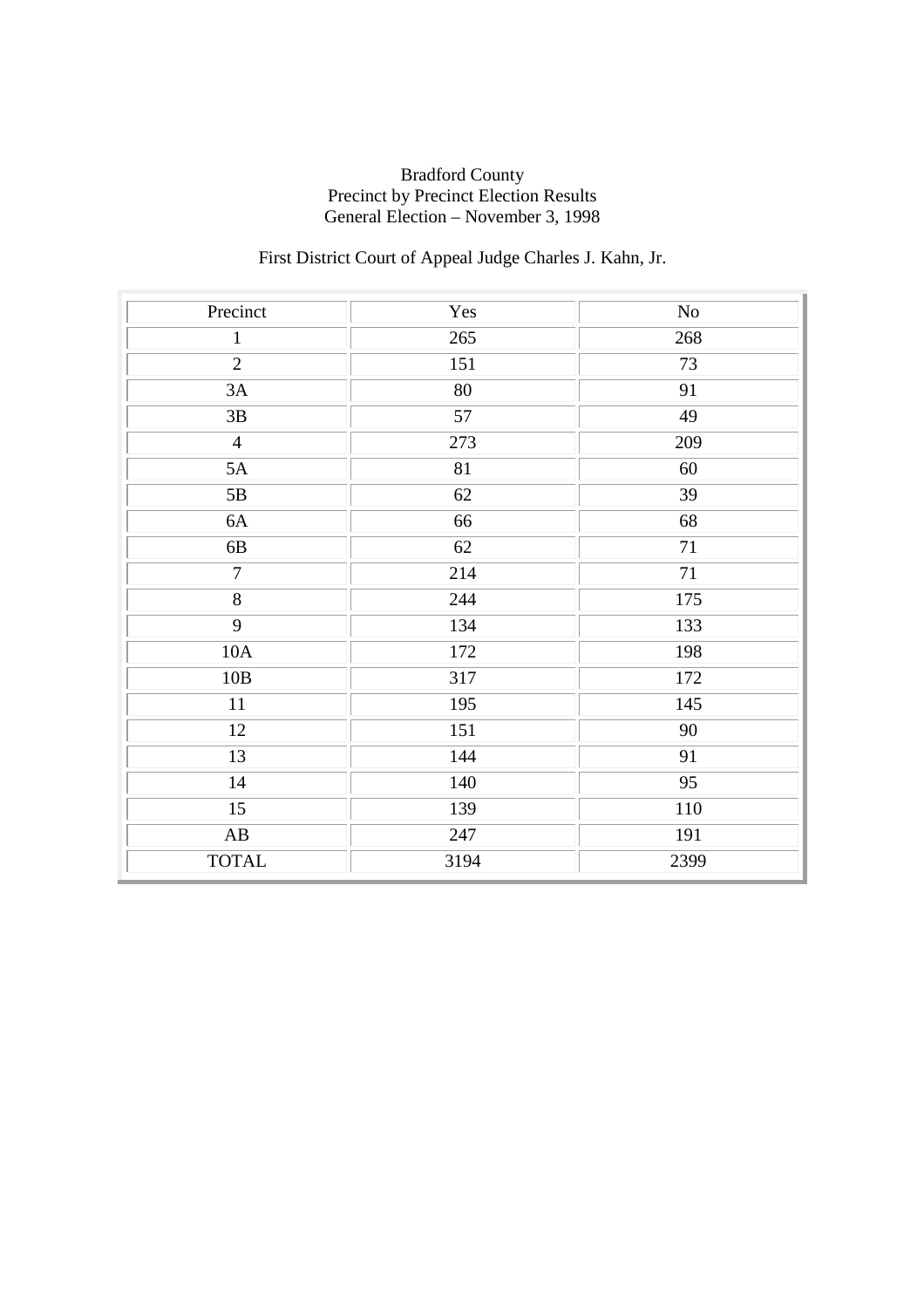Bradford County
Precinct by Precinct Election Results
General Election – November 3, 1998

First District Court of Appeal Judge Charles J. Kahn, Jr.

| Precinct | Yes | No |
|---|---|---|
| 1 | 265 | 268 |
| 2 | 151 | 73 |
| 3A | 80 | 91 |
| 3B | 57 | 49 |
| 4 | 273 | 209 |
| 5A | 81 | 60 |
| 5B | 62 | 39 |
| 6A | 66 | 68 |
| 6B | 62 | 71 |
| 7 | 214 | 71 |
| 8 | 244 | 175 |
| 9 | 134 | 133 |
| 10A | 172 | 198 |
| 10B | 317 | 172 |
| 11 | 195 | 145 |
| 12 | 151 | 90 |
| 13 | 144 | 91 |
| 14 | 140 | 95 |
| 15 | 139 | 110 |
| AB | 247 | 191 |
| TOTAL | 3194 | 2399 |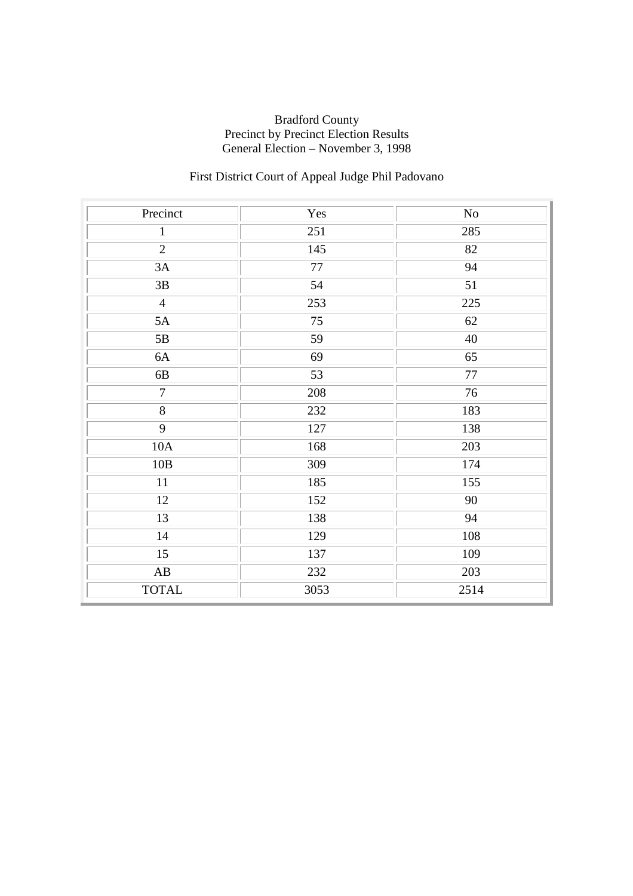Bradford County
Precinct by Precinct Election Results
General Election – November 3, 1998

First District Court of Appeal Judge Phil Padovano

| Precinct | Yes | No |
|---|---|---|
| 1 | 251 | 285 |
| 2 | 145 | 82 |
| 3A | 77 | 94 |
| 3B | 54 | 51 |
| 4 | 253 | 225 |
| 5A | 75 | 62 |
| 5B | 59 | 40 |
| 6A | 69 | 65 |
| 6B | 53 | 77 |
| 7 | 208 | 76 |
| 8 | 232 | 183 |
| 9 | 127 | 138 |
| 10A | 168 | 203 |
| 10B | 309 | 174 |
| 11 | 185 | 155 |
| 12 | 152 | 90 |
| 13 | 138 | 94 |
| 14 | 129 | 108 |
| 15 | 137 | 109 |
| AB | 232 | 203 |
| TOTAL | 3053 | 2514 |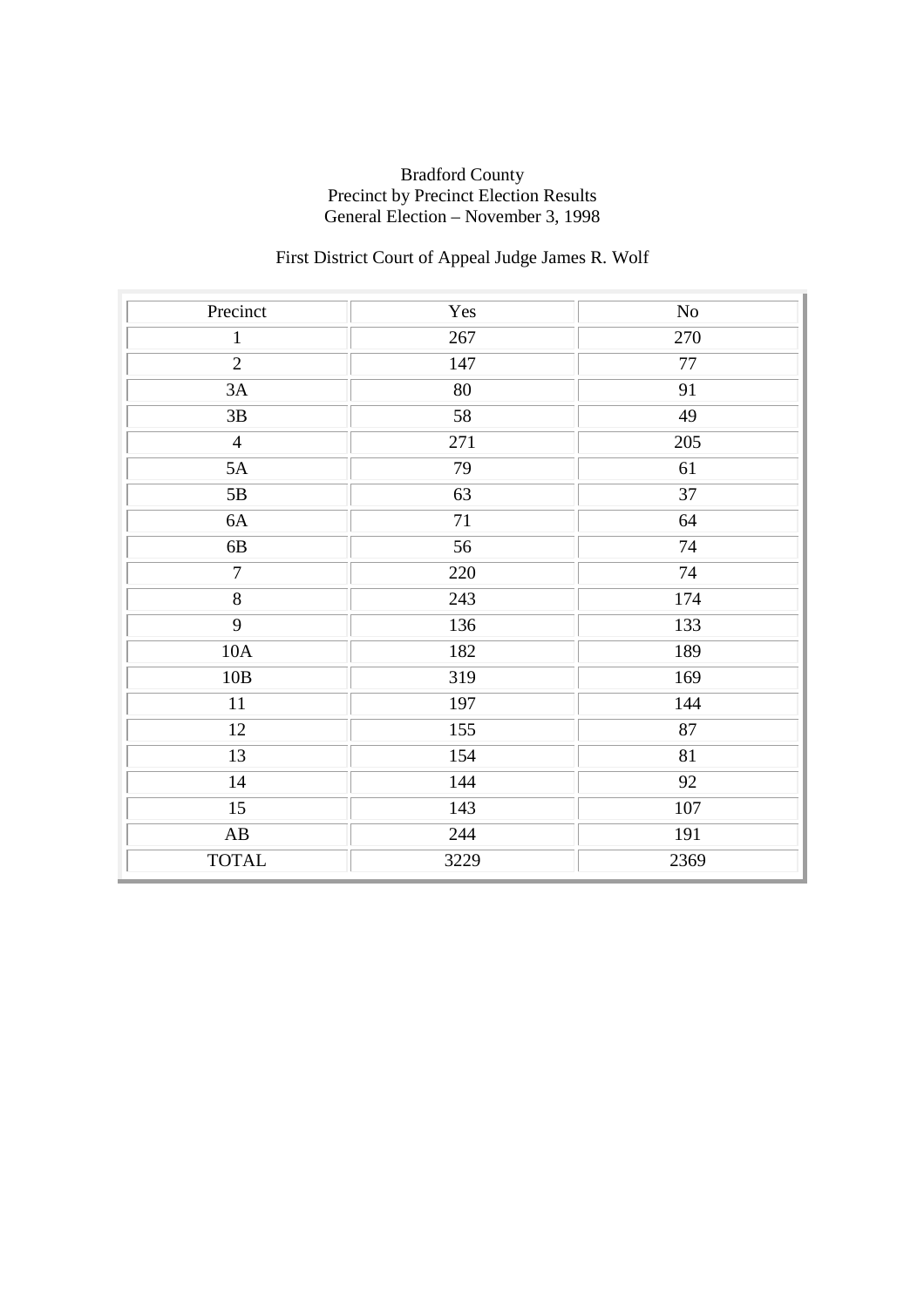Bradford County
Precinct by Precinct Election Results
General Election – November 3, 1998

First District Court of Appeal Judge James R. Wolf

| Precinct | Yes | No |
|---|---|---|
| 1 | 267 | 270 |
| 2 | 147 | 77 |
| 3A | 80 | 91 |
| 3B | 58 | 49 |
| 4 | 271 | 205 |
| 5A | 79 | 61 |
| 5B | 63 | 37 |
| 6A | 71 | 64 |
| 6B | 56 | 74 |
| 7 | 220 | 74 |
| 8 | 243 | 174 |
| 9 | 136 | 133 |
| 10A | 182 | 189 |
| 10B | 319 | 169 |
| 11 | 197 | 144 |
| 12 | 155 | 87 |
| 13 | 154 | 81 |
| 14 | 144 | 92 |
| 15 | 143 | 107 |
| AB | 244 | 191 |
| TOTAL | 3229 | 2369 |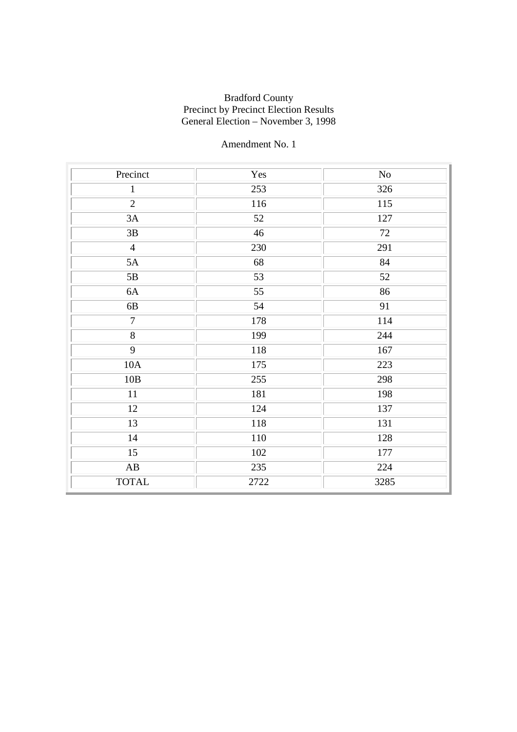Bradford County
Precinct by Precinct Election Results
General Election – November 3, 1998

Amendment No. 1

| Precinct | Yes | No |
|---|---|---|
| 1 | 253 | 326 |
| 2 | 116 | 115 |
| 3A | 52 | 127 |
| 3B | 46 | 72 |
| 4 | 230 | 291 |
| 5A | 68 | 84 |
| 5B | 53 | 52 |
| 6A | 55 | 86 |
| 6B | 54 | 91 |
| 7 | 178 | 114 |
| 8 | 199 | 244 |
| 9 | 118 | 167 |
| 10A | 175 | 223 |
| 10B | 255 | 298 |
| 11 | 181 | 198 |
| 12 | 124 | 137 |
| 13 | 118 | 131 |
| 14 | 110 | 128 |
| 15 | 102 | 177 |
| AB | 235 | 224 |
| TOTAL | 2722 | 3285 |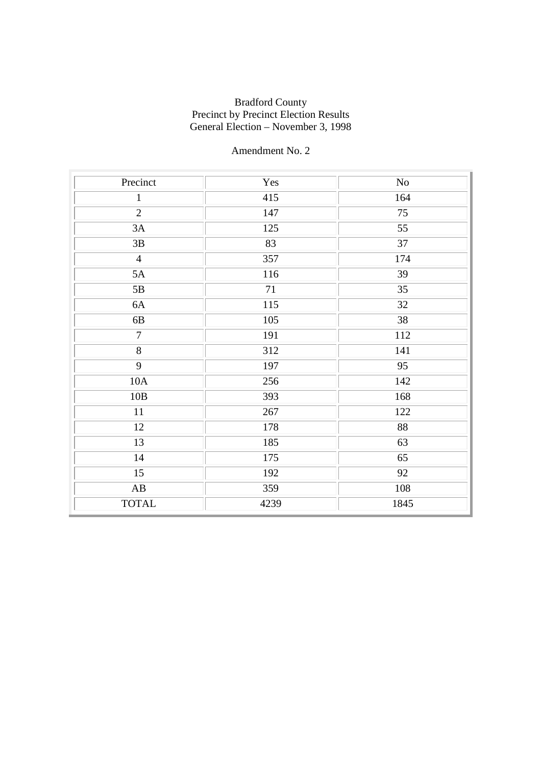Bradford County
Precinct by Precinct Election Results
General Election – November 3, 1998

Amendment No. 2

| Precinct | Yes | No |
|---|---|---|
| 1 | 415 | 164 |
| 2 | 147 | 75 |
| 3A | 125 | 55 |
| 3B | 83 | 37 |
| 4 | 357 | 174 |
| 5A | 116 | 39 |
| 5B | 71 | 35 |
| 6A | 115 | 32 |
| 6B | 105 | 38 |
| 7 | 191 | 112 |
| 8 | 312 | 141 |
| 9 | 197 | 95 |
| 10A | 256 | 142 |
| 10B | 393 | 168 |
| 11 | 267 | 122 |
| 12 | 178 | 88 |
| 13 | 185 | 63 |
| 14 | 175 | 65 |
| 15 | 192 | 92 |
| AB | 359 | 108 |
| TOTAL | 4239 | 1845 |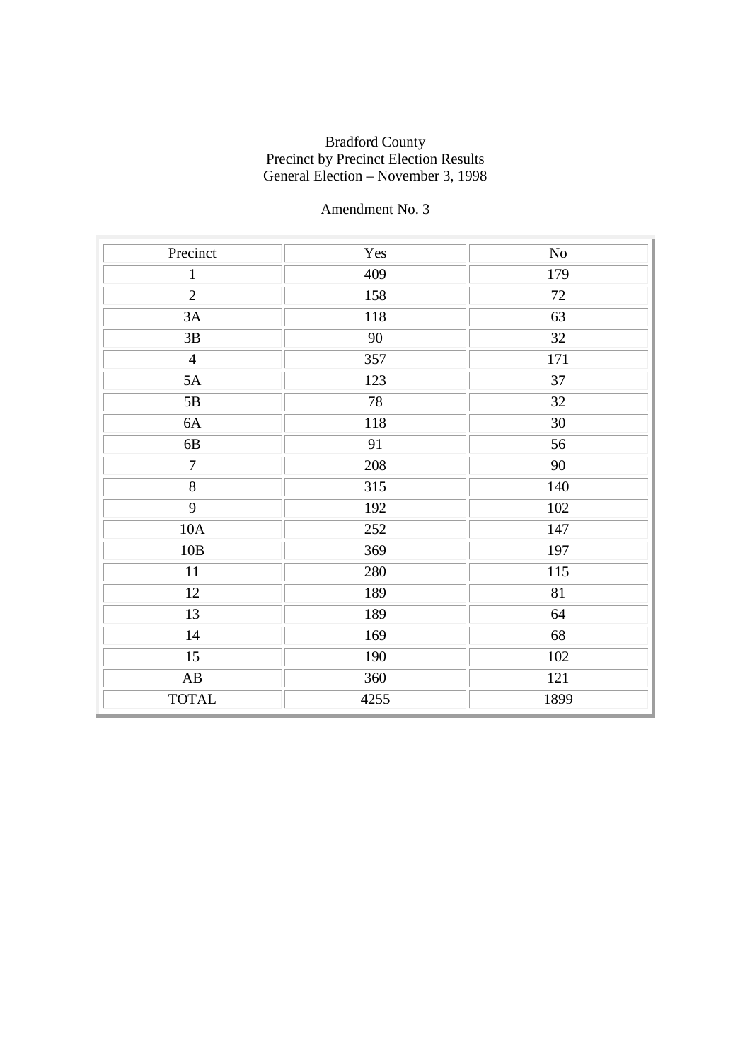Bradford County
Precinct by Precinct Election Results
General Election – November 3, 1998

Amendment No. 3

| Precinct | Yes | No |
|---|---|---|
| 1 | 409 | 179 |
| 2 | 158 | 72 |
| 3A | 118 | 63 |
| 3B | 90 | 32 |
| 4 | 357 | 171 |
| 5A | 123 | 37 |
| 5B | 78 | 32 |
| 6A | 118 | 30 |
| 6B | 91 | 56 |
| 7 | 208 | 90 |
| 8 | 315 | 140 |
| 9 | 192 | 102 |
| 10A | 252 | 147 |
| 10B | 369 | 197 |
| 11 | 280 | 115 |
| 12 | 189 | 81 |
| 13 | 189 | 64 |
| 14 | 169 | 68 |
| 15 | 190 | 102 |
| AB | 360 | 121 |
| TOTAL | 4255 | 1899 |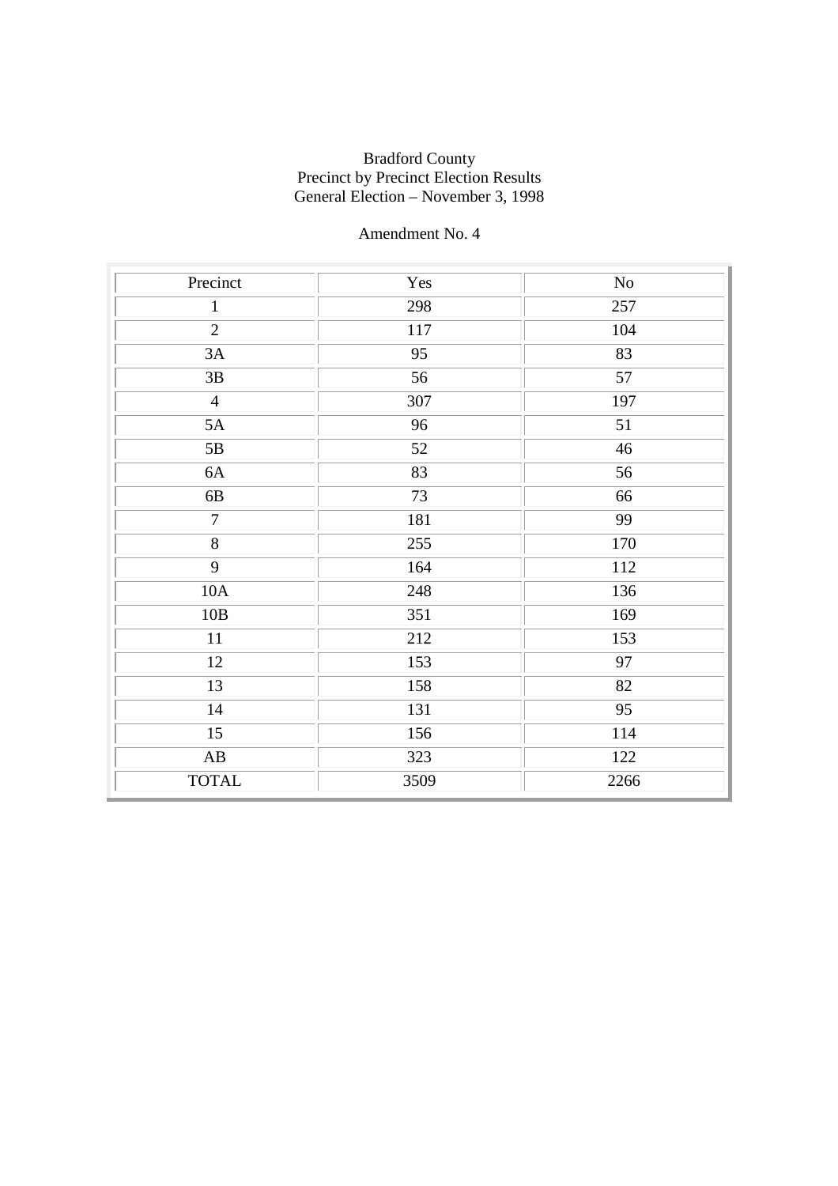Bradford County
Precinct by Precinct Election Results
General Election – November 3, 1998

Amendment No. 4

| Precinct | Yes | No |
|---|---|---|
| 1 | 298 | 257 |
| 2 | 117 | 104 |
| 3A | 95 | 83 |
| 3B | 56 | 57 |
| 4 | 307 | 197 |
| 5A | 96 | 51 |
| 5B | 52 | 46 |
| 6A | 83 | 56 |
| 6B | 73 | 66 |
| 7 | 181 | 99 |
| 8 | 255 | 170 |
| 9 | 164 | 112 |
| 10A | 248 | 136 |
| 10B | 351 | 169 |
| 11 | 212 | 153 |
| 12 | 153 | 97 |
| 13 | 158 | 82 |
| 14 | 131 | 95 |
| 15 | 156 | 114 |
| AB | 323 | 122 |
| TOTAL | 3509 | 2266 |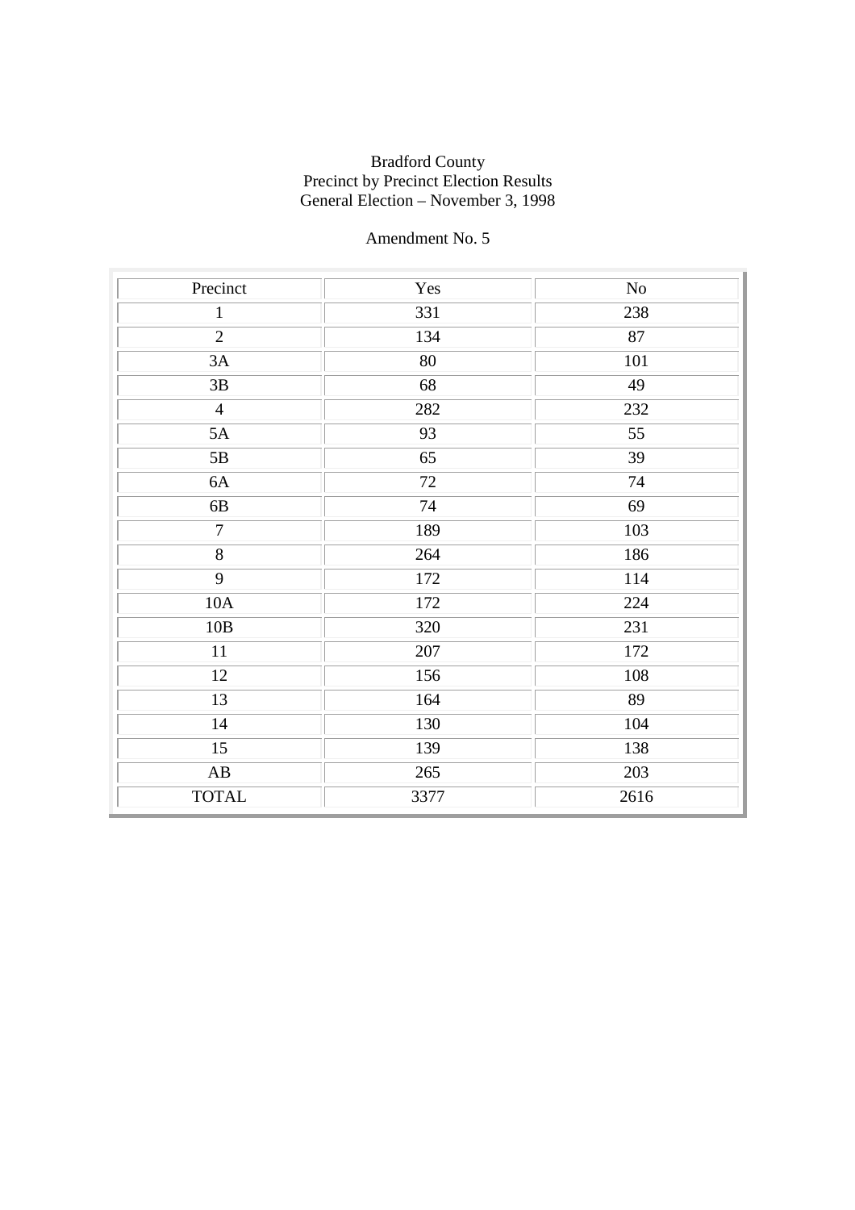Bradford County
Precinct by Precinct Election Results
General Election – November 3, 1998

Amendment No. 5

| Precinct | Yes | No |
| --- | --- | --- |
| 1 | 331 | 238 |
| 2 | 134 | 87 |
| 3A | 80 | 101 |
| 3B | 68 | 49 |
| 4 | 282 | 232 |
| 5A | 93 | 55 |
| 5B | 65 | 39 |
| 6A | 72 | 74 |
| 6B | 74 | 69 |
| 7 | 189 | 103 |
| 8 | 264 | 186 |
| 9 | 172 | 114 |
| 10A | 172 | 224 |
| 10B | 320 | 231 |
| 11 | 207 | 172 |
| 12 | 156 | 108 |
| 13 | 164 | 89 |
| 14 | 130 | 104 |
| 15 | 139 | 138 |
| AB | 265 | 203 |
| TOTAL | 3377 | 2616 |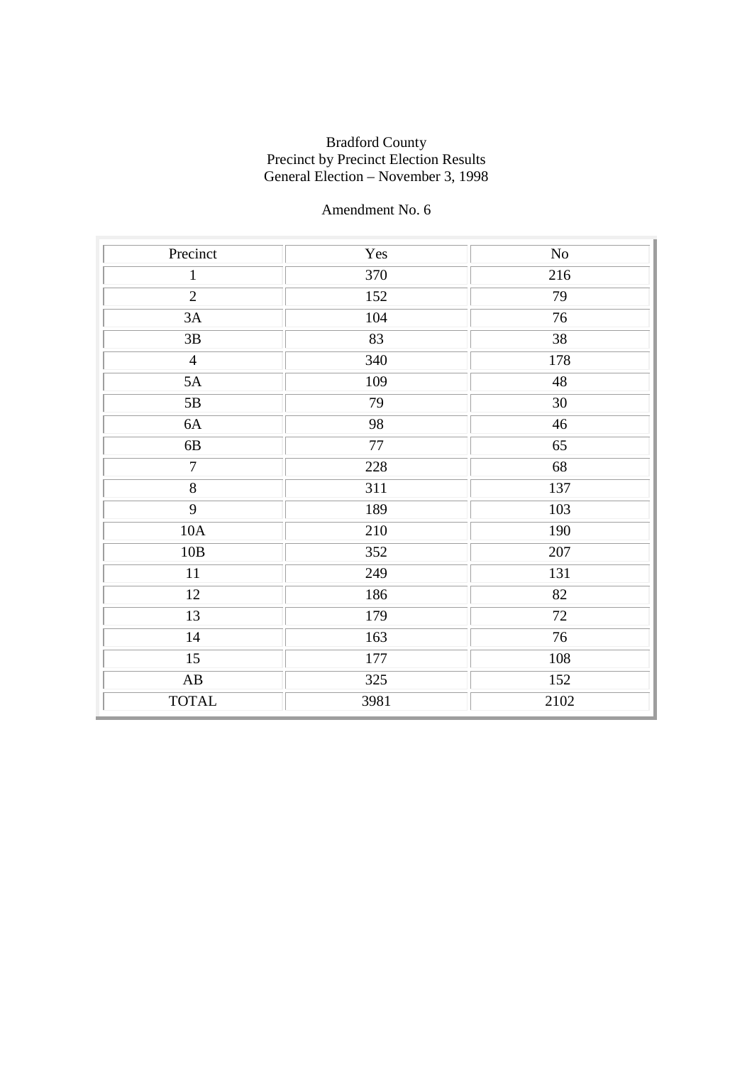Bradford County
Precinct by Precinct Election Results
General Election – November 3, 1998

Amendment No. 6

| Precinct | Yes | No |
|---|---|---|
| 1 | 370 | 216 |
| 2 | 152 | 79 |
| 3A | 104 | 76 |
| 3B | 83 | 38 |
| 4 | 340 | 178 |
| 5A | 109 | 48 |
| 5B | 79 | 30 |
| 6A | 98 | 46 |
| 6B | 77 | 65 |
| 7 | 228 | 68 |
| 8 | 311 | 137 |
| 9 | 189 | 103 |
| 10A | 210 | 190 |
| 10B | 352 | 207 |
| 11 | 249 | 131 |
| 12 | 186 | 82 |
| 13 | 179 | 72 |
| 14 | 163 | 76 |
| 15 | 177 | 108 |
| AB | 325 | 152 |
| TOTAL | 3981 | 2102 |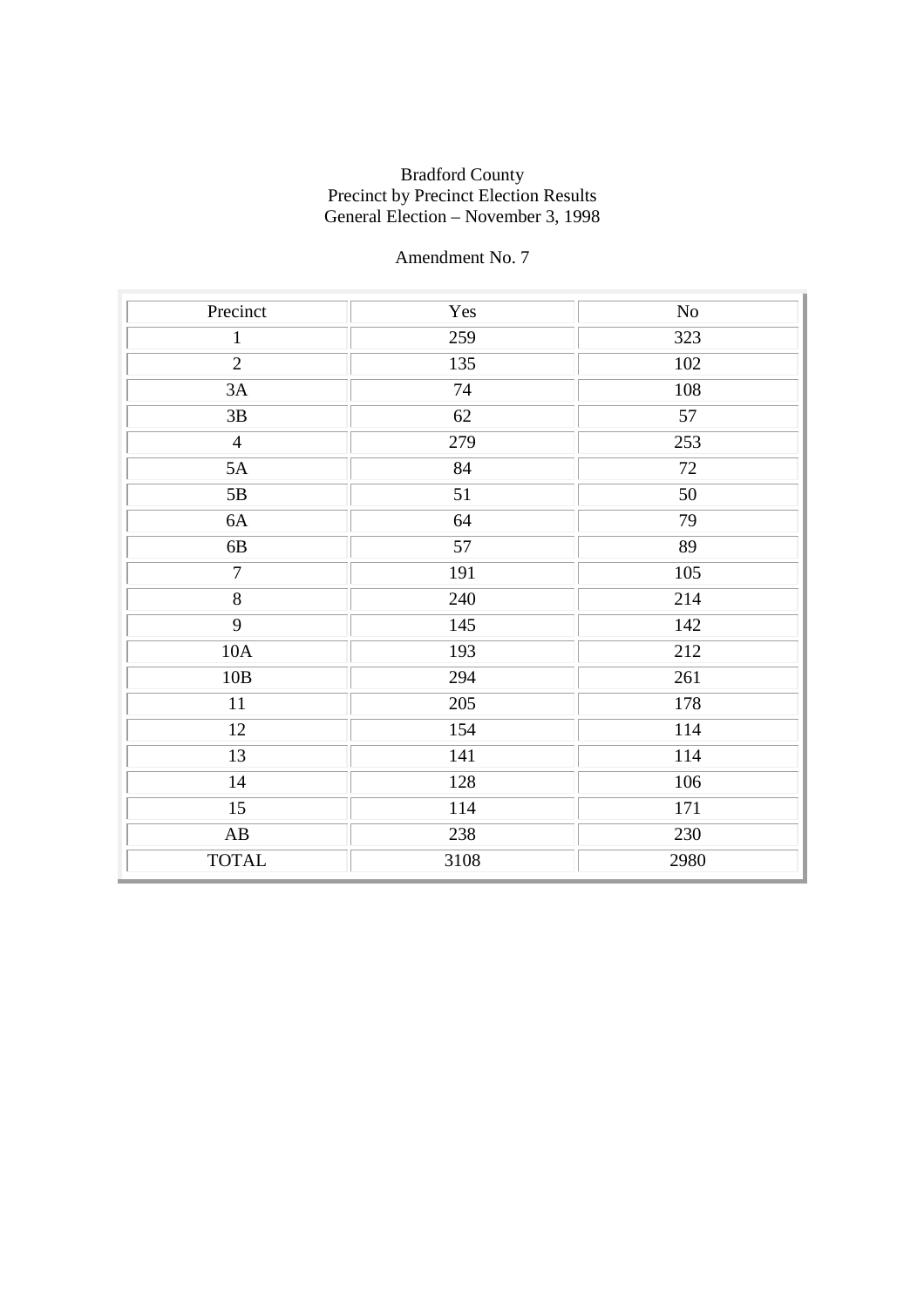Bradford County
Precinct by Precinct Election Results
General Election – November 3, 1998

Amendment No. 7

| Precinct | Yes | No |
|---|---|---|
| 1 | 259 | 323 |
| 2 | 135 | 102 |
| 3A | 74 | 108 |
| 3B | 62 | 57 |
| 4 | 279 | 253 |
| 5A | 84 | 72 |
| 5B | 51 | 50 |
| 6A | 64 | 79 |
| 6B | 57 | 89 |
| 7 | 191 | 105 |
| 8 | 240 | 214 |
| 9 | 145 | 142 |
| 10A | 193 | 212 |
| 10B | 294 | 261 |
| 11 | 205 | 178 |
| 12 | 154 | 114 |
| 13 | 141 | 114 |
| 14 | 128 | 106 |
| 15 | 114 | 171 |
| AB | 238 | 230 |
| TOTAL | 3108 | 2980 |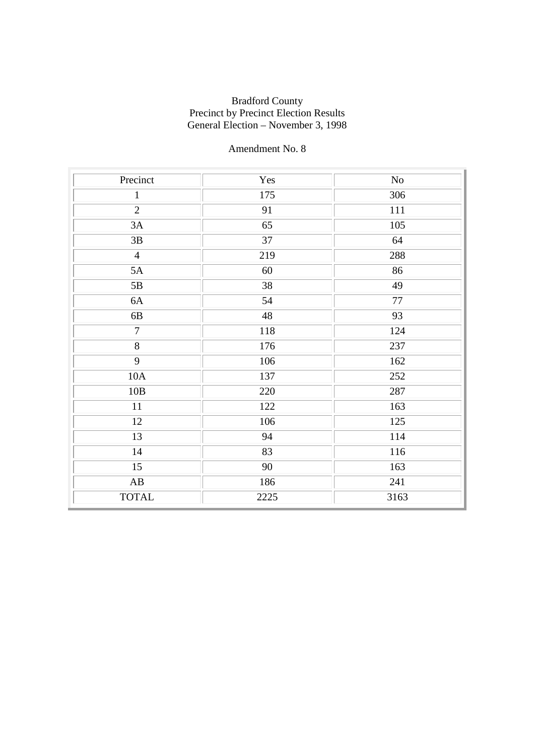Bradford County
Precinct by Precinct Election Results
General Election – November 3, 1998

Amendment No. 8

| Precinct | Yes | No |
|---|---|---|
| 1 | 175 | 306 |
| 2 | 91 | 111 |
| 3A | 65 | 105 |
| 3B | 37 | 64 |
| 4 | 219 | 288 |
| 5A | 60 | 86 |
| 5B | 38 | 49 |
| 6A | 54 | 77 |
| 6B | 48 | 93 |
| 7 | 118 | 124 |
| 8 | 176 | 237 |
| 9 | 106 | 162 |
| 10A | 137 | 252 |
| 10B | 220 | 287 |
| 11 | 122 | 163 |
| 12 | 106 | 125 |
| 13 | 94 | 114 |
| 14 | 83 | 116 |
| 15 | 90 | 163 |
| AB | 186 | 241 |
| TOTAL | 2225 | 3163 |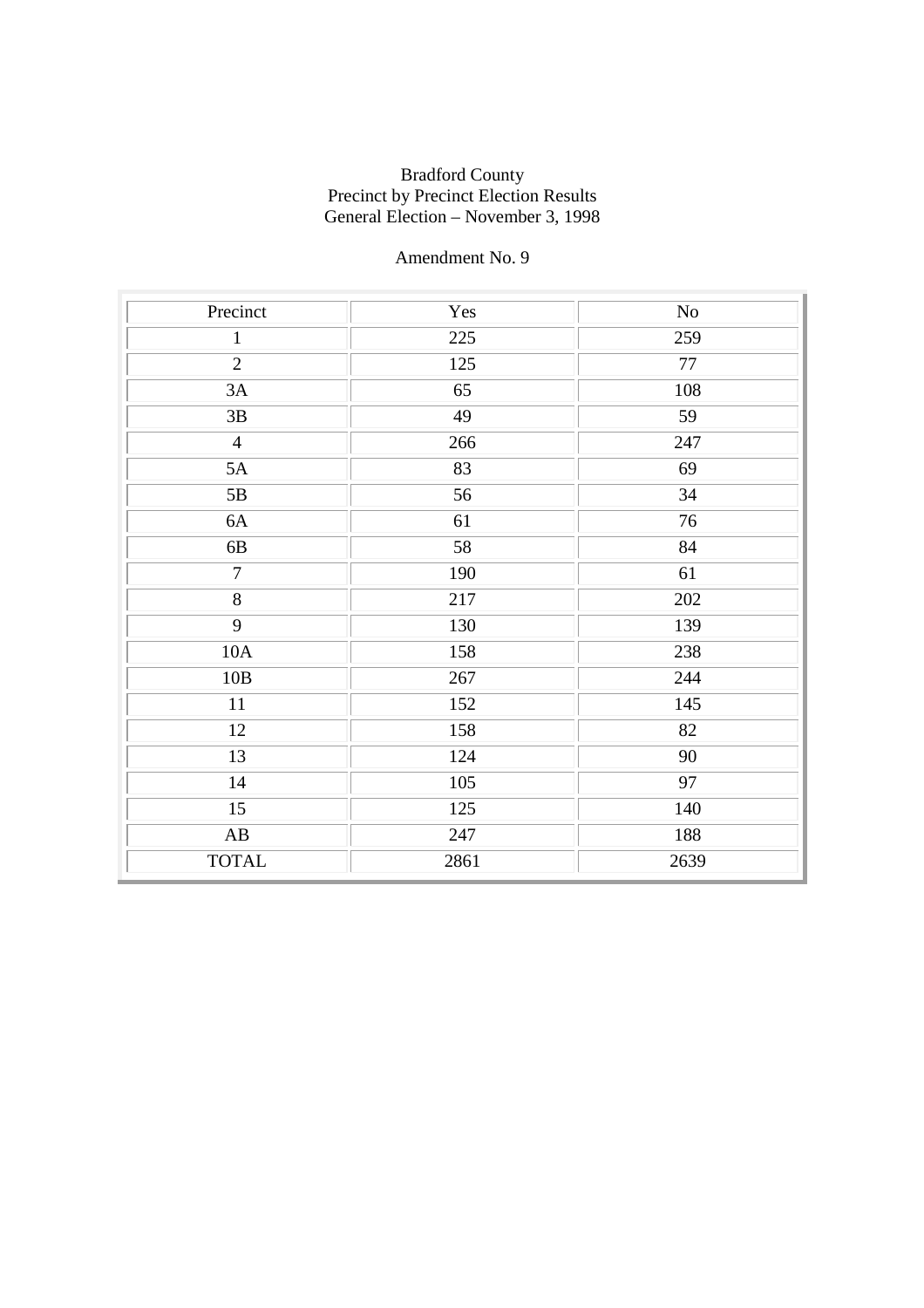Bradford County
Precinct by Precinct Election Results
General Election – November 3, 1998

Amendment No. 9

| Precinct | Yes | No |
|---|---|---|
| 1 | 225 | 259 |
| 2 | 125 | 77 |
| 3A | 65 | 108 |
| 3B | 49 | 59 |
| 4 | 266 | 247 |
| 5A | 83 | 69 |
| 5B | 56 | 34 |
| 6A | 61 | 76 |
| 6B | 58 | 84 |
| 7 | 190 | 61 |
| 8 | 217 | 202 |
| 9 | 130 | 139 |
| 10A | 158 | 238 |
| 10B | 267 | 244 |
| 11 | 152 | 145 |
| 12 | 158 | 82 |
| 13 | 124 | 90 |
| 14 | 105 | 97 |
| 15 | 125 | 140 |
| AB | 247 | 188 |
| TOTAL | 2861 | 2639 |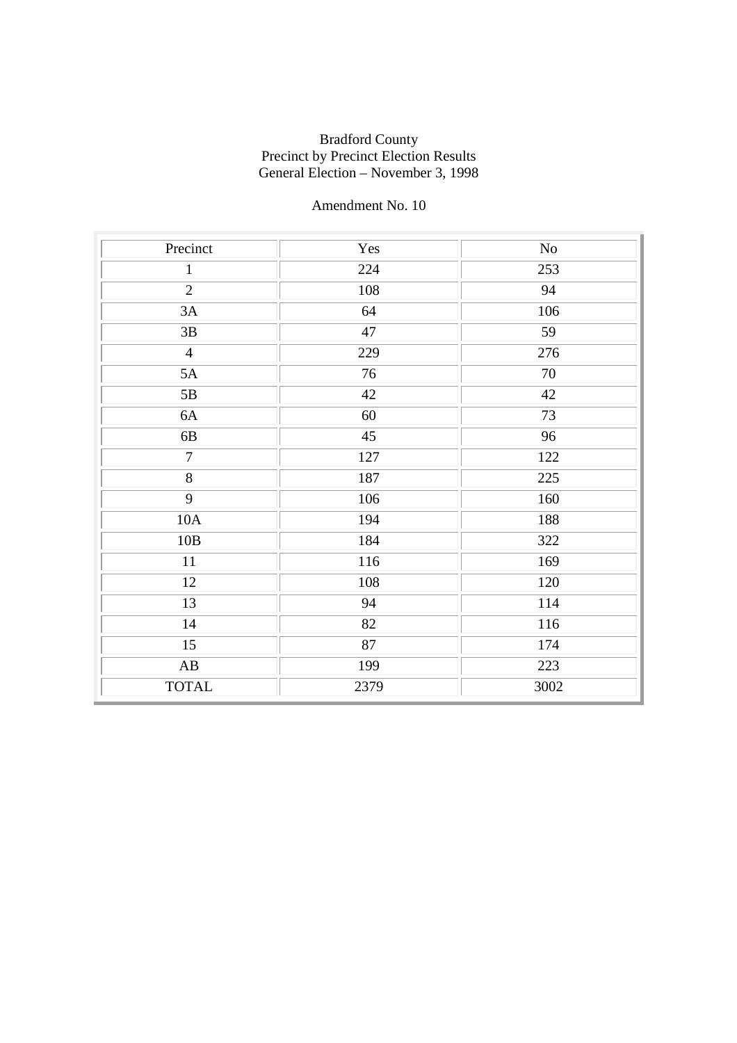Bradford County
Precinct by Precinct Election Results
General Election – November 3, 1998

Amendment No. 10

| Precinct | Yes | No |
|---|---|---|
| 1 | 224 | 253 |
| 2 | 108 | 94 |
| 3A | 64 | 106 |
| 3B | 47 | 59 |
| 4 | 229 | 276 |
| 5A | 76 | 70 |
| 5B | 42 | 42 |
| 6A | 60 | 73 |
| 6B | 45 | 96 |
| 7 | 127 | 122 |
| 8 | 187 | 225 |
| 9 | 106 | 160 |
| 10A | 194 | 188 |
| 10B | 184 | 322 |
| 11 | 116 | 169 |
| 12 | 108 | 120 |
| 13 | 94 | 114 |
| 14 | 82 | 116 |
| 15 | 87 | 174 |
| AB | 199 | 223 |
| TOTAL | 2379 | 3002 |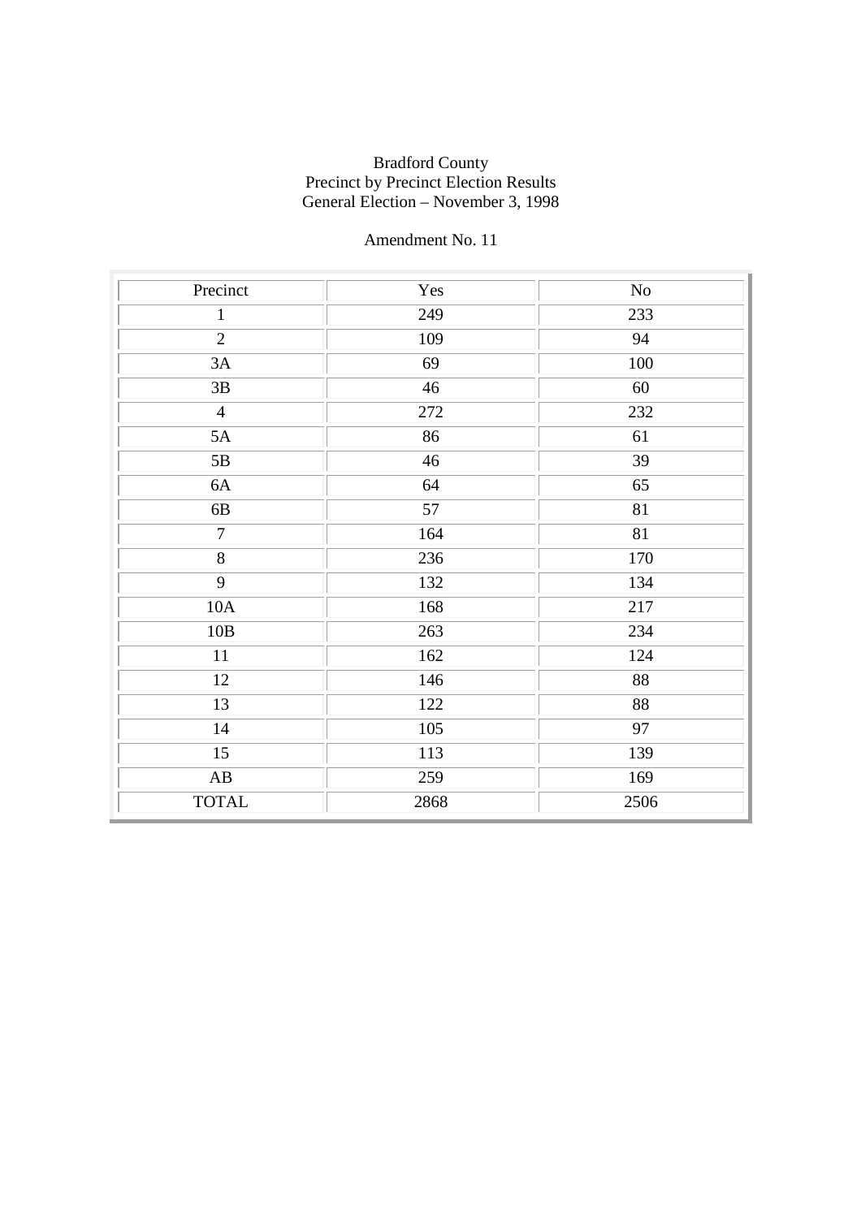Bradford County
Precinct by Precinct Election Results
General Election – November 3, 1998

Amendment No. 11

| Precinct | Yes | No |
| --- | --- | --- |
| 1 | 249 | 233 |
| 2 | 109 | 94 |
| 3A | 69 | 100 |
| 3B | 46 | 60 |
| 4 | 272 | 232 |
| 5A | 86 | 61 |
| 5B | 46 | 39 |
| 6A | 64 | 65 |
| 6B | 57 | 81 |
| 7 | 164 | 81 |
| 8 | 236 | 170 |
| 9 | 132 | 134 |
| 10A | 168 | 217 |
| 10B | 263 | 234 |
| 11 | 162 | 124 |
| 12 | 146 | 88 |
| 13 | 122 | 88 |
| 14 | 105 | 97 |
| 15 | 113 | 139 |
| AB | 259 | 169 |
| TOTAL | 2868 | 2506 |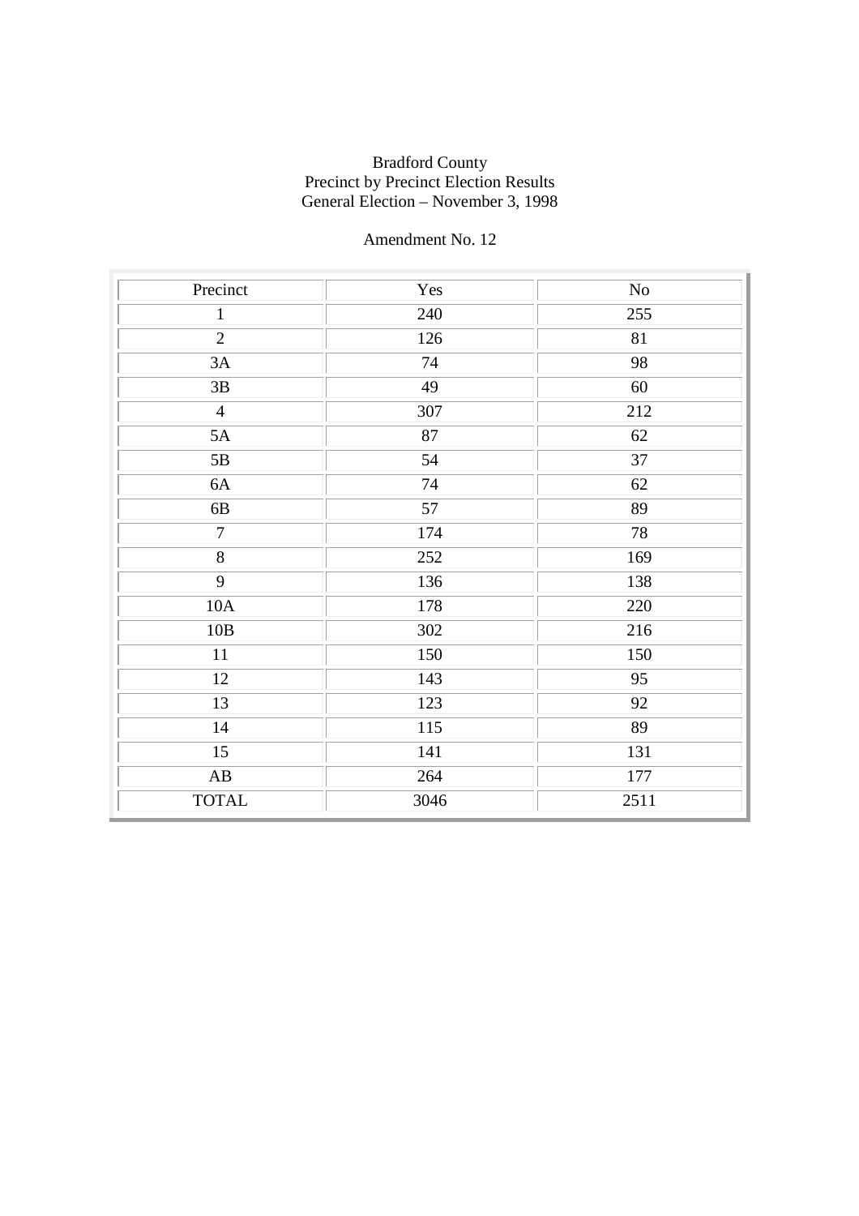Bradford County
Precinct by Precinct Election Results
General Election – November 3, 1998

Amendment No. 12

| Precinct | Yes | No |
|---|---|---|
| 1 | 240 | 255 |
| 2 | 126 | 81 |
| 3A | 74 | 98 |
| 3B | 49 | 60 |
| 4 | 307 | 212 |
| 5A | 87 | 62 |
| 5B | 54 | 37 |
| 6A | 74 | 62 |
| 6B | 57 | 89 |
| 7 | 174 | 78 |
| 8 | 252 | 169 |
| 9 | 136 | 138 |
| 10A | 178 | 220 |
| 10B | 302 | 216 |
| 11 | 150 | 150 |
| 12 | 143 | 95 |
| 13 | 123 | 92 |
| 14 | 115 | 89 |
| 15 | 141 | 131 |
| AB | 264 | 177 |
| TOTAL | 3046 | 2511 |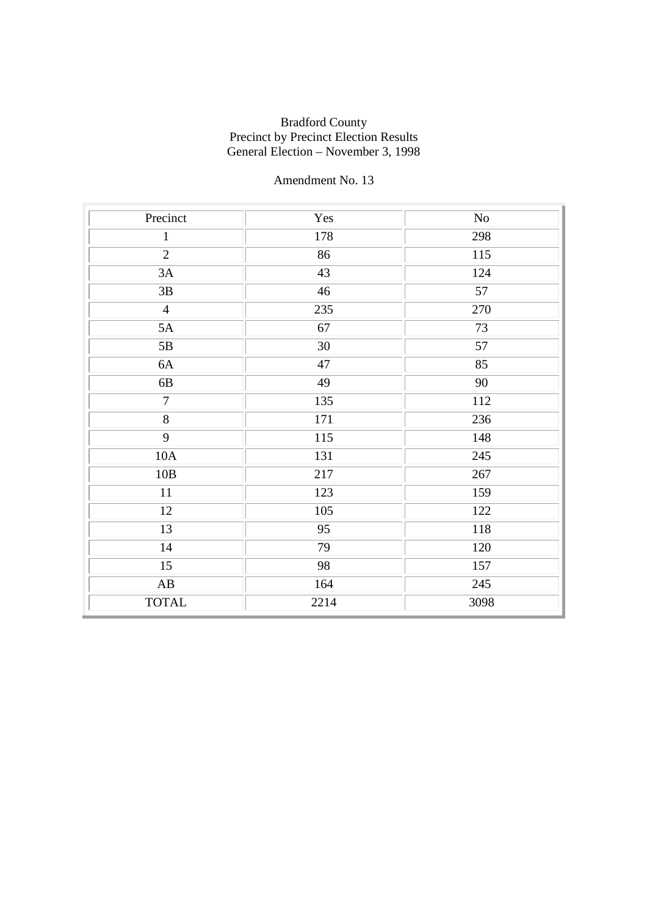Bradford County
Precinct by Precinct Election Results
General Election – November 3, 1998

Amendment No. 13

| Precinct | Yes | No |
|---|---|---|
| 1 | 178 | 298 |
| 2 | 86 | 115 |
| 3A | 43 | 124 |
| 3B | 46 | 57 |
| 4 | 235 | 270 |
| 5A | 67 | 73 |
| 5B | 30 | 57 |
| 6A | 47 | 85 |
| 6B | 49 | 90 |
| 7 | 135 | 112 |
| 8 | 171 | 236 |
| 9 | 115 | 148 |
| 10A | 131 | 245 |
| 10B | 217 | 267 |
| 11 | 123 | 159 |
| 12 | 105 | 122 |
| 13 | 95 | 118 |
| 14 | 79 | 120 |
| 15 | 98 | 157 |
| AB | 164 | 245 |
| TOTAL | 2214 | 3098 |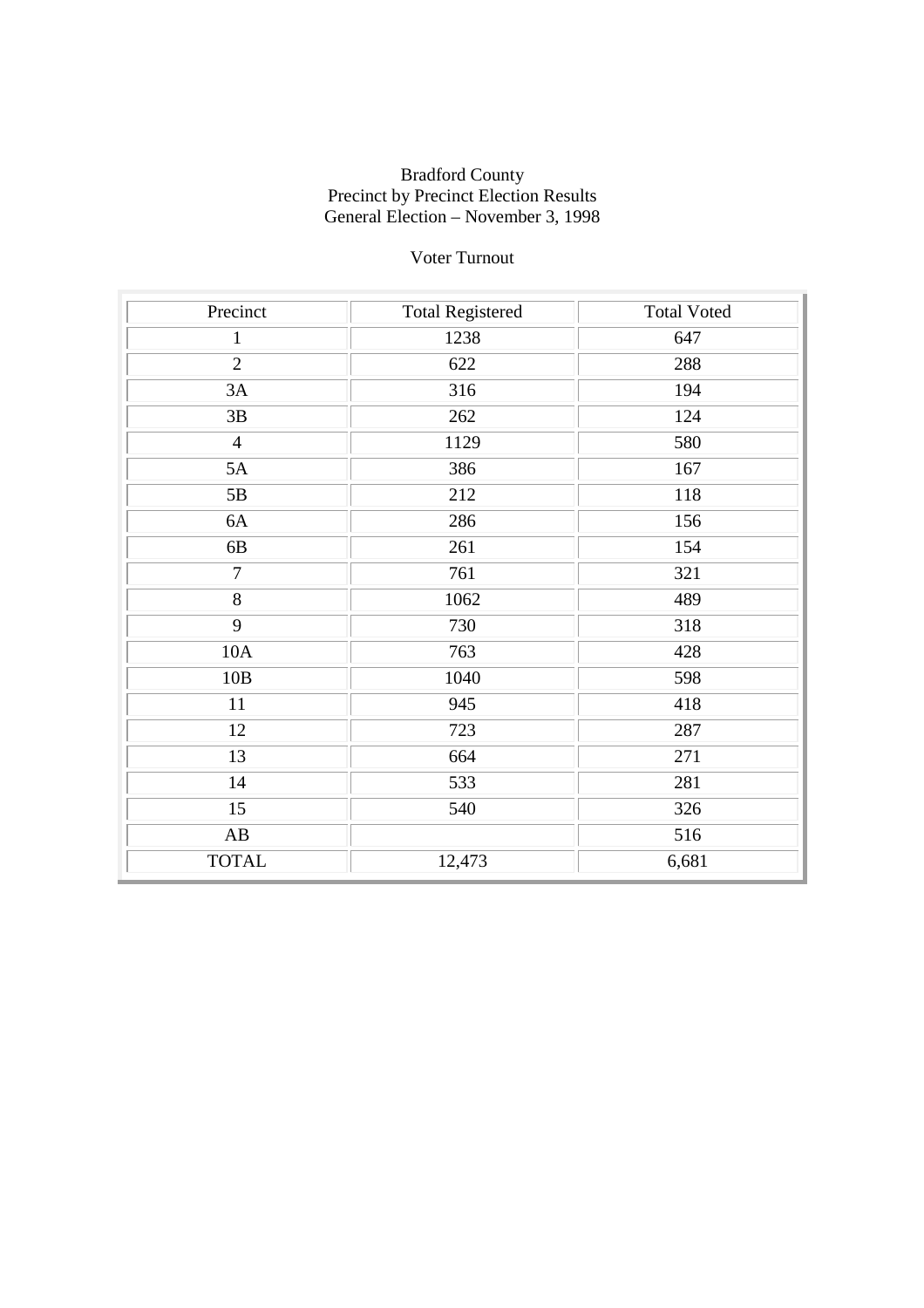Bradford County
Precinct by Precinct Election Results
General Election – November 3, 1998

Voter Turnout

| Precinct | Total Registered | Total Voted |
|---|---|---|
| 1 | 1238 | 647 |
| 2 | 622 | 288 |
| 3A | 316 | 194 |
| 3B | 262 | 124 |
| 4 | 1129 | 580 |
| 5A | 386 | 167 |
| 5B | 212 | 118 |
| 6A | 286 | 156 |
| 6B | 261 | 154 |
| 7 | 761 | 321 |
| 8 | 1062 | 489 |
| 9 | 730 | 318 |
| 10A | 763 | 428 |
| 10B | 1040 | 598 |
| 11 | 945 | 418 |
| 12 | 723 | 287 |
| 13 | 664 | 271 |
| 14 | 533 | 281 |
| 15 | 540 | 326 |
| AB | | 516 |
| TOTAL | 12,473 | 6,681 |